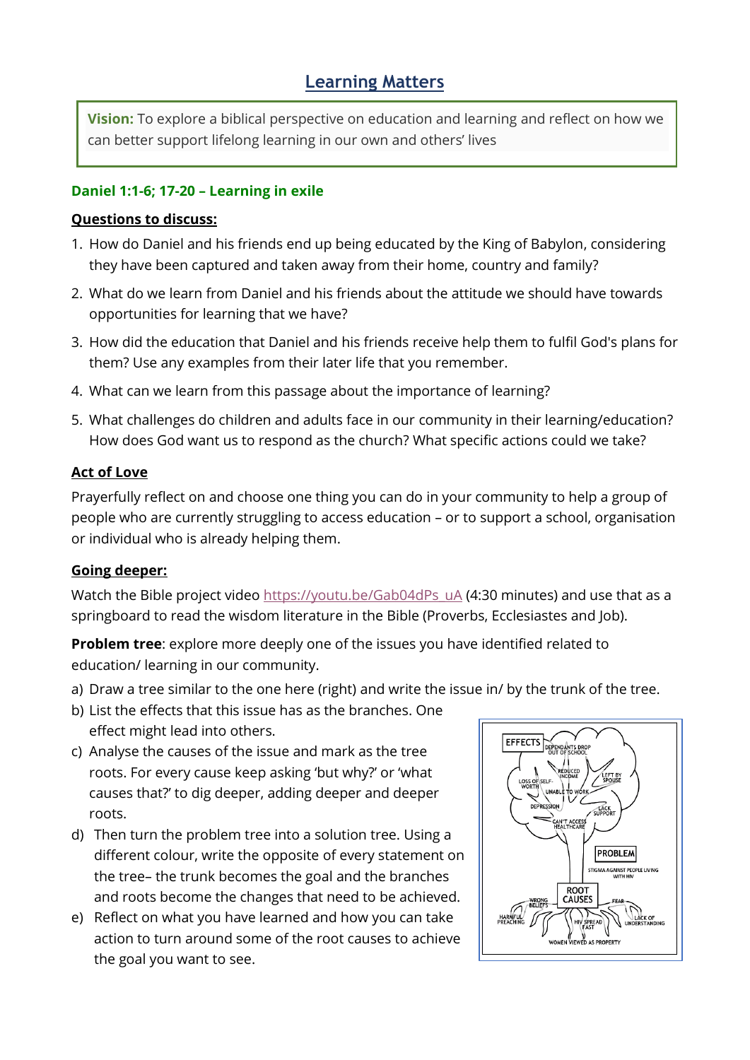# Learning Matters

**Vision:** To explore a biblical perspective on education and learning and reflect on how we can better support lifelong learning in our own and others' lives

**Daniel 1:1-6; 17-20 – Learning in exile**

**Questions to discuss:**

1. How do Daniel and his friends end up being educated by the King of Babylon, considering they have been captured and taken away from their home, country and family?
2. What do we learn from Daniel and his friends about the attitude we should have towards opportunities for learning that we have?
3. How did the education that Daniel and his friends receive help them to fulfil God's plans for them? Use any examples from their later life that you remember.
4. What can we learn from this passage about the importance of learning?
5. What challenges do children and adults face in our community in their learning/education? How does God want us to respond as the church? What specific actions could we take?

**Act of Love**

Prayerfully reflect on and choose one thing you can do in your community to help a group of people who are currently struggling to access education – or to support a school, organisation or individual who is already helping them.

**Going deeper:**

Watch the Bible project video https://youtu.be/Gab04dPs_uA (4:30 minutes) and use that as a springboard to read the wisdom literature in the Bible (Proverbs, Ecclesiastes and Job).

**Problem tree**: explore more deeply one of the issues you have identified related to education/ learning in our community.

a) Draw a tree similar to the one here (right) and write the issue in/ by the trunk of the tree.
b) List the effects that this issue has as the branches. One effect might lead into others.
c) Analyse the causes of the issue and mark as the tree roots. For every cause keep asking 'but why?' or 'what causes that?' to dig deeper, adding deeper and deeper roots.
d) Then turn the problem tree into a solution tree. Using a different colour, write the opposite of every statement on the tree– the trunk becomes the goal and the branches and roots become the changes that need to be achieved.
e) Reflect on what you have learned and how you can take action to turn around some of the root causes to achieve the goal you want to see.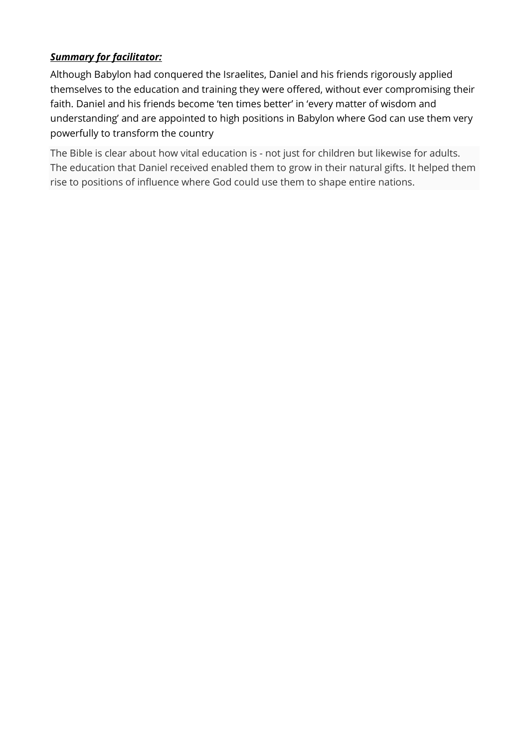***Summary for facilitator:***

Although Babylon had conquered the Israelites, Daniel and his friends rigorously applied themselves to the education and training they were offered, without ever compromising their faith. Daniel and his friends become 'ten times better' in 'every matter of wisdom and understanding' and are appointed to high positions in Babylon where God can use them very powerfully to transform the country

The Bible is clear about how vital education is - not just for children but likewise for adults. The education that Daniel received enabled them to grow in their natural gifts. It helped them rise to positions of influence where God could use them to shape entire nations.